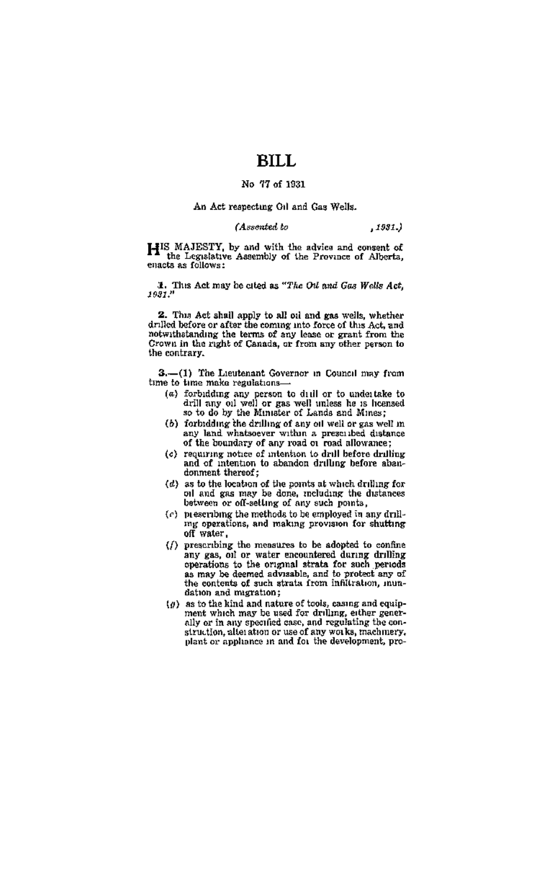# BILL

No 77 of 1931

An Act respecting Oil and Gas Wells.

*(Assented to , 1931.)*

HIS MAJESTY, by and with the advice and consent of the Legislative Assembly of the Province of Alberta, enacts as follows:

**1.** This Act may be cited as "*The Oil and Gas Wells Act, 1931.*"

**2.** This Act shall apply to all oil and gas wells, whether drilled before or after the coming into force of this Act, and notwithstanding the terms of any lease or grant from the Crown in the right of Canada, or from any other person to the contrary.

**3.**—(1) The Lieutenant Governor in Council may from time to time make regulations—

(a) forbidding any person to drill or to undertake to drill any oil well or gas well unless he is licensed so to do by the Minister of Lands and Mines;

(b) forbidding the drilling of any oil well or gas well in any land whatsoever within a prescribed distance of the boundary of any road or road allowance;

(c) requiring notice of intention to drill before drilling and of intention to abandon drilling before abandonment thereof;

(d) as to the location of the points at which drilling for oil and gas may be done, including the distances between or off-setting of any such points,

(e) prescribing the methods to be employed in any drilling operations, and making provision for shutting off water,

(f) prescribing the measures to be adopted to confine any gas, oil or water encountered during drilling operations to the original strata for such periods as may be deemed advisable, and to protect any of the contents of such strata from infiltration, inundation and migration;

(g) as to the kind and nature of tools, casing and equipment which may be used for drilling, either generally or in any specified case, and regulating the construction, alteration or use of any works, machinery, plant or appliance in and for the development, pro-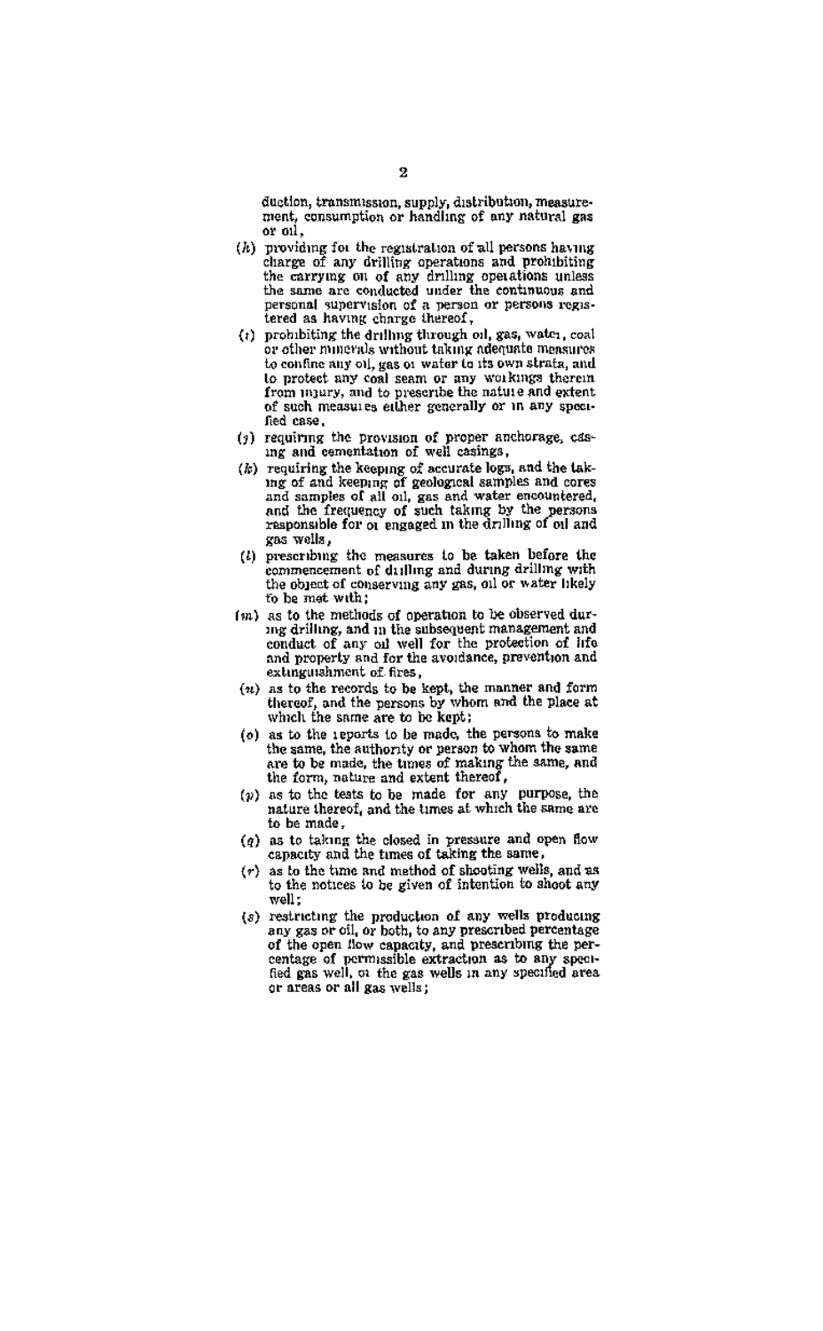duction, transmission, supply, distribution, measurement, consumption or handling of any natural gas or oil,

(h) providing for the registration of all persons having charge of any drilling operations and prohibiting the carrying on of any drilling operations unless the same are conducted under the continuous and personal supervision of a person or persons registered as having charge thereof,

(i) prohibiting the drilling through oil, gas, water, coal or other minerals without taking adequate measures to confine any oil, gas or water to its own strata, and to protect any coal seam or any workings therein from injury, and to prescribe the nature and extent of such measures either generally or in any specified case,

(j) requiring the provision of proper anchorage, casing and cementation of well casings,

(k) requiring the keeping of accurate logs, and the taking of and keeping of geological samples and cores and samples of all oil, gas and water encountered, and the frequency of such taking by the persons responsible for or engaged in the drilling of oil and gas wells,

(l) prescribing the measures to be taken before the commencement of drilling and during drilling with the object of conserving any gas, oil or water likely to be met with;

(m) as to the methods of operation to be observed during drilling, and in the subsequent management and conduct of any oil well for the protection of life and property and for the avoidance, prevention and extinguishment of fires,

(n) as to the records to be kept, the manner and form thereof, and the persons by whom and the place at which the same are to be kept;

(o) as to the reports to be made, the persons to make the same, the authority or person to whom the same are to be made, the times of making the same, and the form, nature and extent thereof,

(p) as to the tests to be made for any purpose, the nature thereof, and the times at which the same are to be made,

(q) as to taking the closed in pressure and open flow capacity and the times of taking the same,

(r) as to the time and method of shooting wells, and as to the notices to be given of intention to shoot any well;

(s) restricting the production of any wells producing any gas or oil, or both, to any prescribed percentage of the open flow capacity, and prescribing the percentage of permissible extraction as to any specified gas well, or the gas wells in any specified area or areas or all gas wells;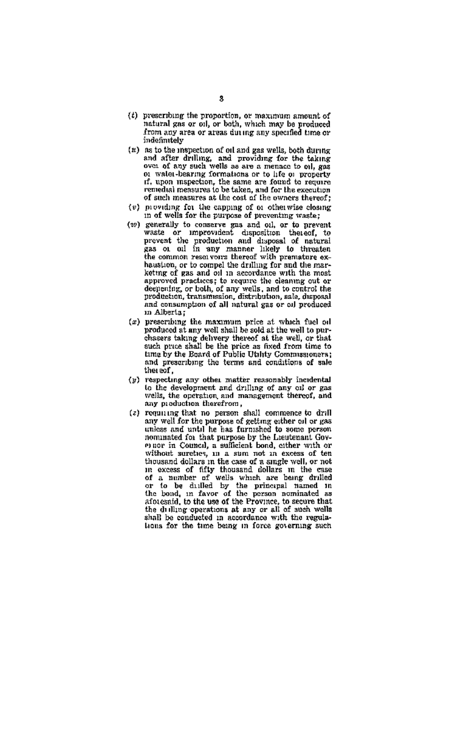(*t*) prescribing the proportion, or maximum amount of natural gas or oil, or both, which may be produced from any area or areas during any specified time or indefinitely

(*u*) as to the inspection of oil and gas wells, both during and after drilling, and providing for the taking over of any such wells as are a menace to oil, gas or water-bearing formations or to life or property if, upon inspection, the same are found to require remedial measures to be taken, and for the execution of such measures at the cost of the owners thereof;

(*v*) providing for the capping of or otherwise closing in of wells for the purpose of preventing waste;

(*w*) generally to conserve gas and oil, or to prevent waste or improvident disposition thereof, to prevent the production and disposal of natural gas or oil in any manner likely to threaten the common reservoirs thereof with premature exhaustion, or to compel the drilling for and the marketing of gas and oil in accordance with the most approved practices; to require the cleaning out or deepening, or both, of any wells, and to control the production, transmission, distribution, sale, disposal and consumption of all natural gas or oil produced in Alberta;

(*x*) prescribing the maximum price at which fuel oil produced at any well shall be sold at the well to purchasers taking delivery thereof at the well, or that such price shall be the price as fixed from time to time by the Board of Public Utility Commissioners; and prescribing the terms and conditions of sale thereof,

(*y*) respecting any other matter reasonably incidental to the development and drilling of any oil or gas wells, the operation and management thereof, and any production therefrom,

(*z*) requiring that no person shall commence to drill any well for the purpose of getting either oil or gas unless and until he has furnished to some person nominated for that purpose by the Lieutenant Governor in Council, a sufficient bond, either with or without sureties, in a sum not in excess of ten thousand dollars in the case of a single well, or not in excess of fifty thousand dollars in the case of a number of wells which are being drilled or to be drilled by the principal named in the bond, in favor of the person nominated as aforesaid, to the use of the Province, to secure that the drilling operations at any or all of such wells shall be conducted in accordance with the regulations for the time being in force governing such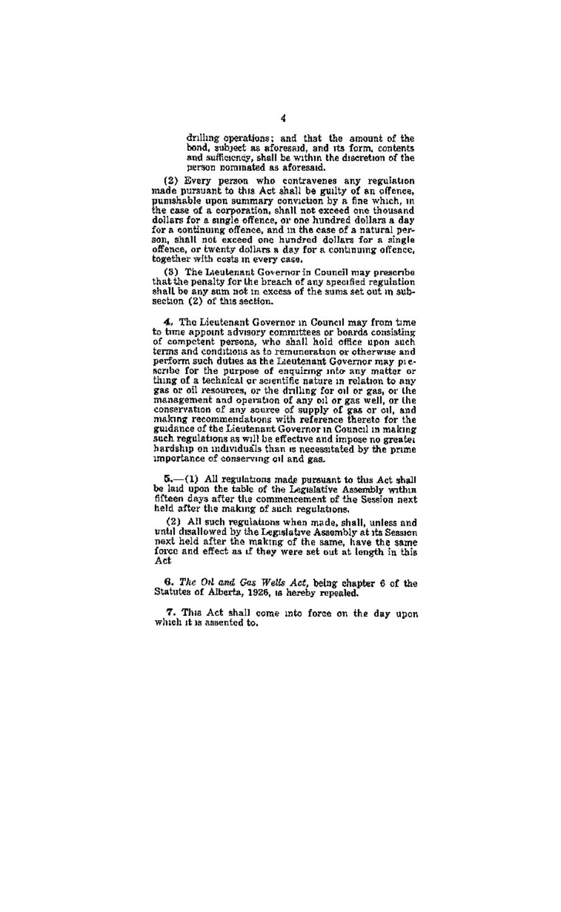drilling operations; and that the amount of the bond, subject as aforesaid, and its form, contents and sufficiency, shall be within the discretion of the person nominated as aforesaid.

(2) Every person who contravenes any regulation made pursuant to this Act shall be guilty of an offence, punishable upon summary conviction by a fine which, in the case of a corporation, shall not exceed one thousand dollars for a single offence, or one hundred dollars a day for a continuing offence, and in the case of a natural person, shall not exceed one hundred dollars for a single offence, or twenty dollars a day for a continuing offence, together with costs in every case.

(3) The Lieutenant Governor in Council may prescribe that the penalty for the breach of any specified regulation shall be any sum not in excess of the sums set out in subsection (2) of this section.

**4.** The Lieutenant Governor in Council may from time to time appoint advisory committees or boards consisting of competent persons, who shall hold office upon such terms and conditions as to remuneration or otherwise and perform such duties as the Lieutenant Governor may prescribe for the purpose of enquiring into any matter or thing of a technical or scientific nature in relation to any gas or oil resources, or the drilling for oil or gas, or the management and operation of any oil or gas well, or the conservation of any source of supply of gas or oil, and making recommendations with reference thereto for the guidance of the Lieutenant Governor in Council in making such regulations as will be effective and impose no greater hardship on individuals than is necessitated by the prime importance of conserving oil and gas.

**5.**—(1) All regulations made pursuant to this Act shall be laid upon the table of the Legislative Assembly within fifteen days after the commencement of the Session next held after the making of such regulations.

(2) All such regulations when made, shall, unless and until disallowed by the Legislative Assembly at its Session next held after the making of the same, have the same force and effect as if they were set out at length in this Act.

**6.** *The Oil and Gas Wells Act*, being chapter 6 of the Statutes of Alberta, 1926, is hereby repealed.

**7.** This Act shall come into force on the day upon which it is assented to.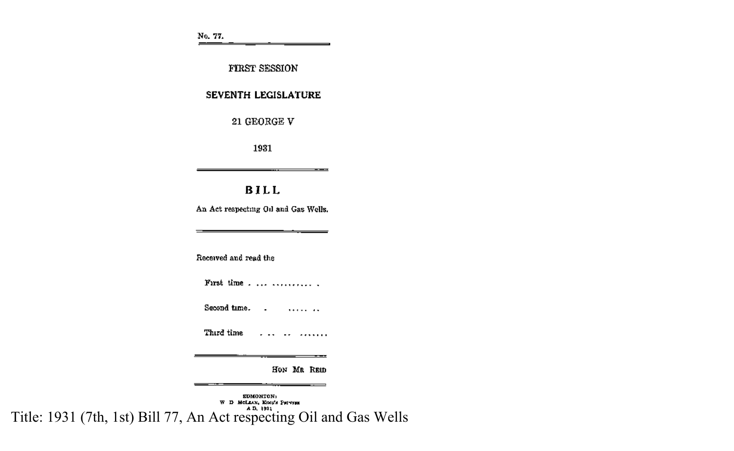No. 77.

FIRST SESSION

SEVENTH LEGISLATURE

21 GEORGE V

1931

# BILL

An Act respecting Oil and Gas Wells.

Received and read the

First time . ... ........... .

Second time. . ...... ..

Third time . .. .. .......

HON MR REID

EDMONTON:
W D McLEAN, KING'S PRINTER
A D. 1931

Title: 1931 (7th, 1st) Bill 77, An Act respecting Oil and Gas Wells